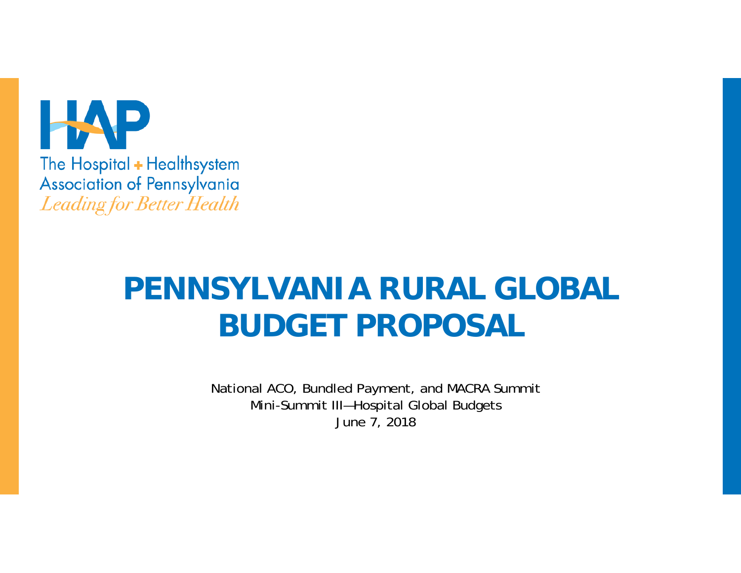HAP

The Hospital + Healthsystem Association of Pennsylvania

*Leading for Better Health*

# PENNSYLVANIA RURAL GLOBAL BUDGET PROPOSAL

National ACO, Bundled Payment, and MACRA Summit

Mini-Summit III—Hospital Global Budgets

June 7, 2018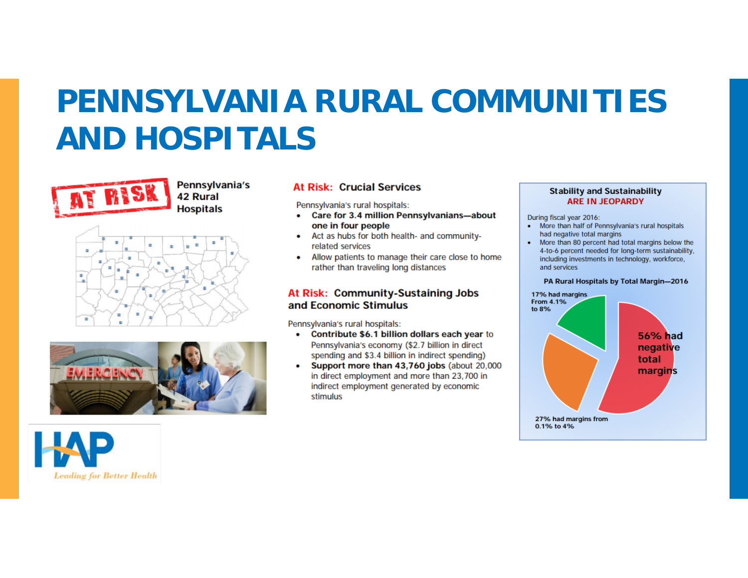# PENNSYLVANIA RURAL COMMUNITIES AND HOSPITALS

AT RISK

**Pennsylvania's 42 Rural Hospitals**

## At Risk: Crucial Services

Pennsylvania's rural hospitals:

- **Care for 3.4 million Pennsylvanians—about one in four people**
- Act as hubs for both health- and community-related services
- Allow patients to manage their care close to home rather than traveling long distances

## At Risk: Community-Sustaining Jobs and Economic Stimulus

Pennsylvania's rural hospitals:

- **Contribute $6.1 billion dollars each year** to Pennsylvania's economy ($2.7 billion in direct spending and $3.4 billion in indirect spending)
- **Support more than 43,760 jobs** (about 20,000 in direct employment and more than 23,700 in indirect employment generated by economic stimulus

### Stability and Sustainability ARE IN JEOPARDY

During fiscal year 2016:

- More than half of Pennsylvania's rural hospitals had negative total margins
- More than 80 percent had total margins below the 4-to-6 percent needed for long-term sustainability, including investments in technology, workforce, and services

**PA Rural Hospitals by Total Margin—2016**

- 56% had negative total margins
- 27% had margins from 0.1% to 4%
- 17% had margins From 4.1% to 8%

HAP
*Leading for Better Health*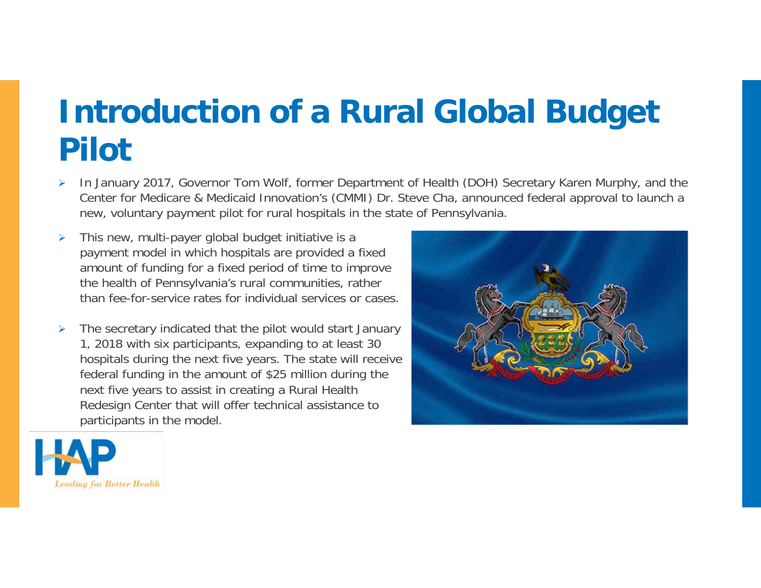# Introduction of a Rural Global Budget Pilot

- In January 2017, Governor Tom Wolf, former Department of Health (DOH) Secretary Karen Murphy, and the Center for Medicare & Medicaid Innovation's (CMMI) Dr. Steve Cha, announced federal approval to launch a new, voluntary payment pilot for rural hospitals in the state of Pennsylvania.
- This new, multi-payer global budget initiative is a payment model in which hospitals are provided a fixed amount of funding for a fixed period of time to improve the health of Pennsylvania's rural communities, rather than fee-for-service rates for individual services or cases.
- The secretary indicated that the pilot would start January 1, 2018 with six participants, expanding to at least 30 hospitals during the next five years. The state will receive federal funding in the amount of $25 million during the next five years to assist in creating a Rural Health Redesign Center that will offer technical assistance to participants in the model.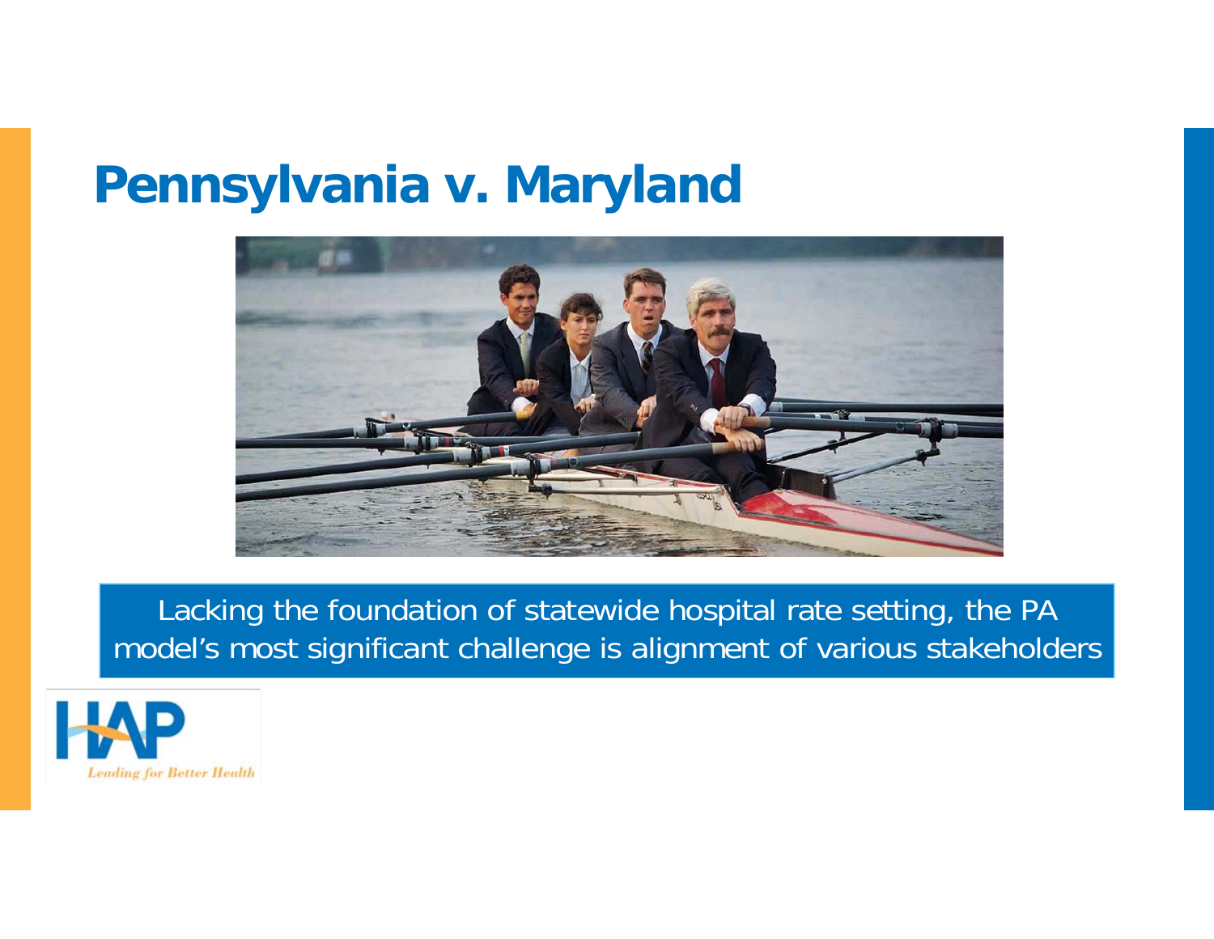# Pennsylvania v. Maryland

Lacking the foundation of statewide hospital rate setting, the PA model's most significant challenge is alignment of various stakeholders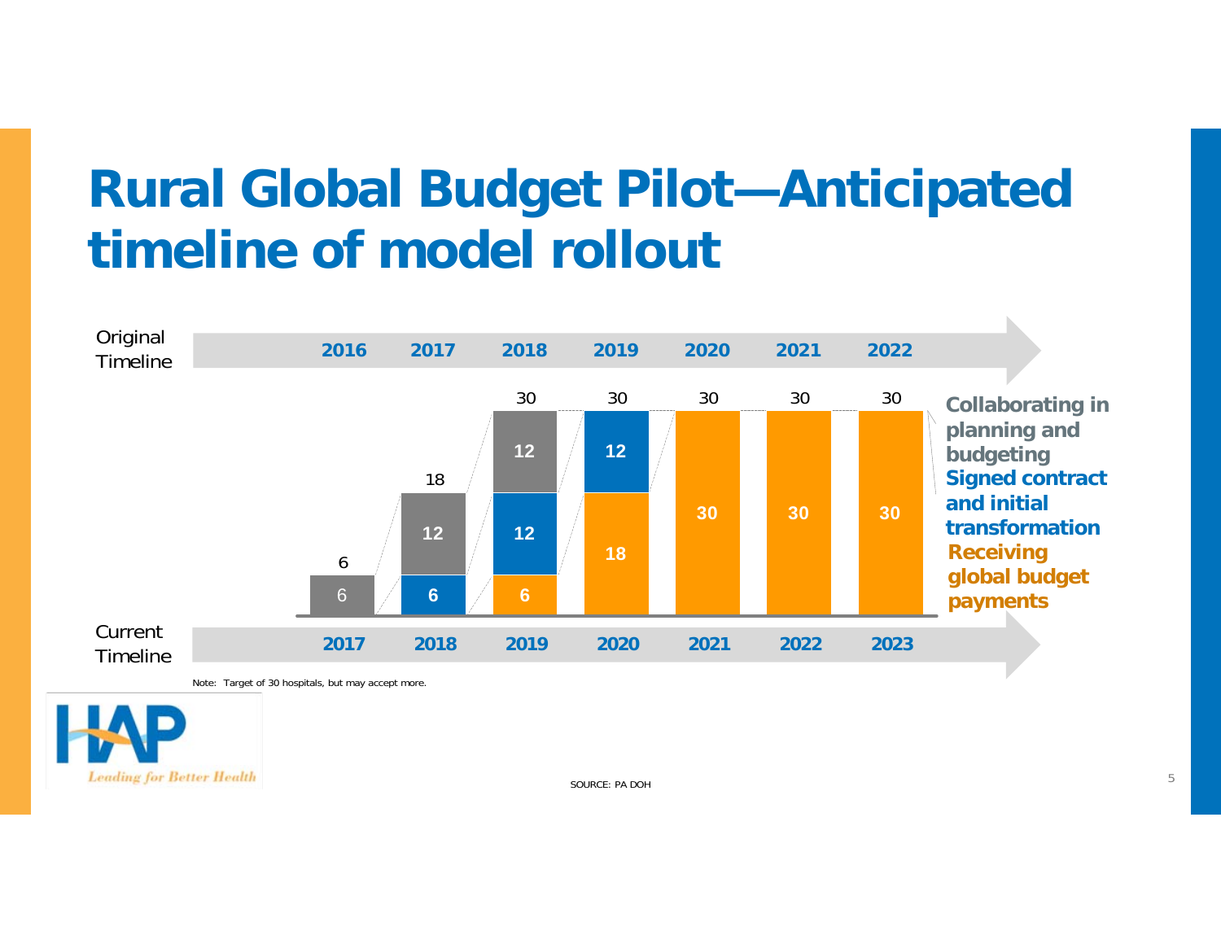# Rural Global Budget Pilot—Anticipated timeline of model rollout

| Original Timeline | 2016 | 2017 | 2018 | 2019 | 2020 | 2021 | 2022 |
|---|---|---|---|---|---|---|---|
| **Current Timeline** | **2017** | **2018** | **2019** | **2020** | **2021** | **2022** | **2023** |
| Total | 6 | 18 | 30 | 30 | 30 | 30 | 30 |
| Collaborating in planning and budgeting | 6 | 12 | 12 | | | | |
| Signed contract and initial transformation | | 6 | 12 | 12 | | | |
| Receiving global budget payments | | | 6 | 18 | 30 | 30 | 30 |

Note: Target of 30 hospitals, but may accept more.

HAP *Leading for Better Health*

SOURCE: PA DOH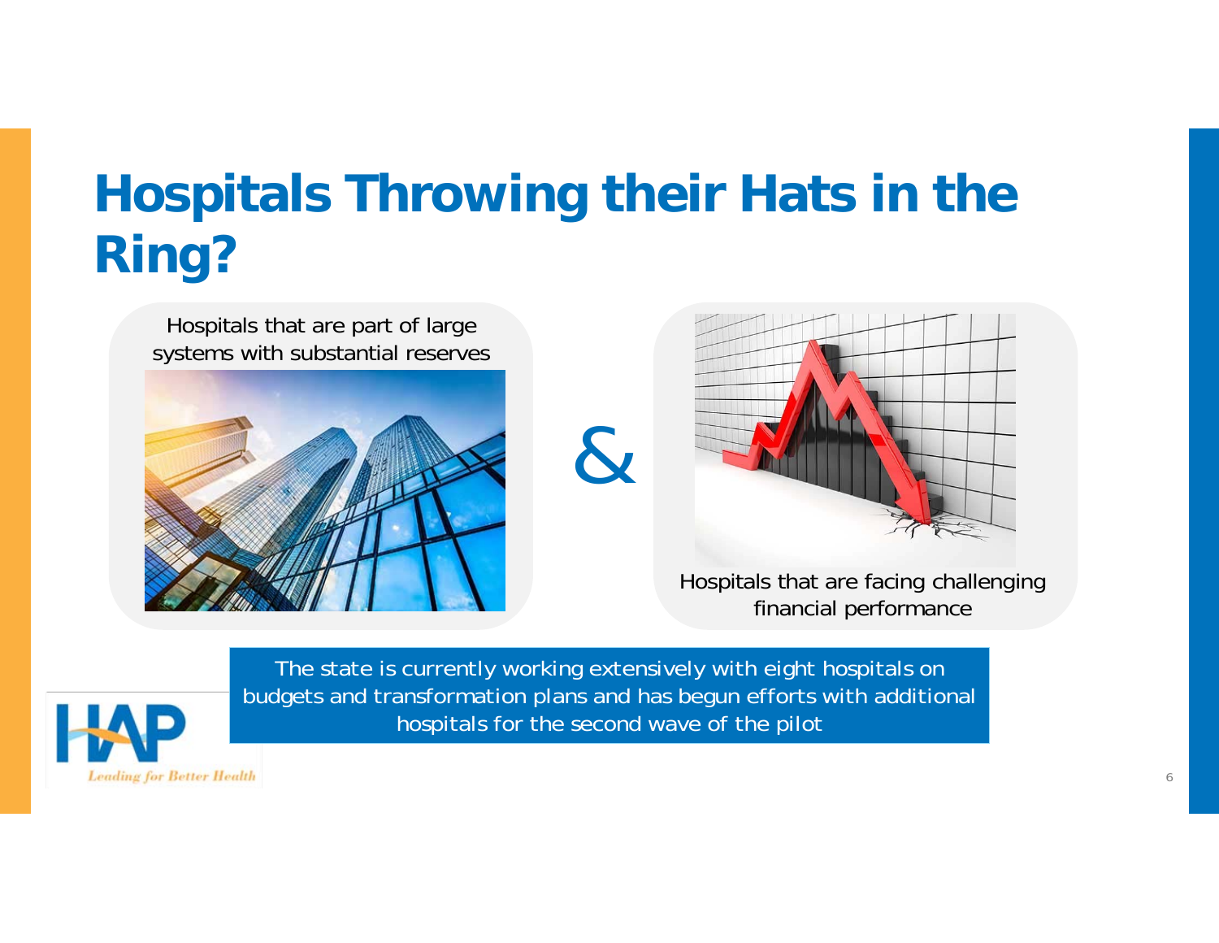# Hospitals Throwing their Hats in the Ring?

Hospitals that are part of large systems with substantial reserves

&

Hospitals that are facing challenging financial performance

The state is currently working extensively with eight hospitals on budgets and transformation plans and has begun efforts with additional hospitals for the second wave of the pilot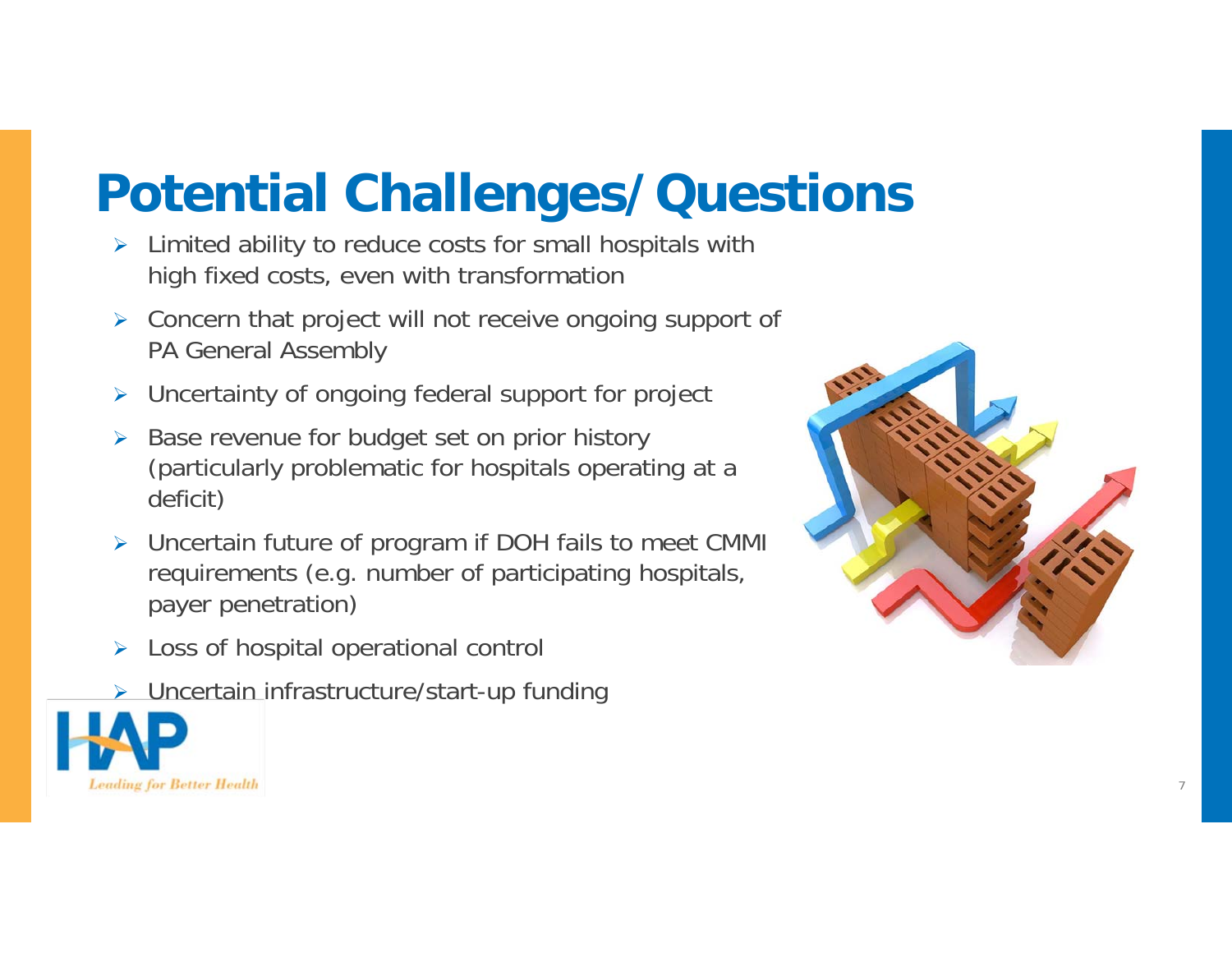# Potential Challenges/Questions

- Limited ability to reduce costs for small hospitals with high fixed costs, even with transformation
- Concern that project will not receive ongoing support of PA General Assembly
- Uncertainty of ongoing federal support for project
- Base revenue for budget set on prior history (particularly problematic for hospitals operating at a deficit)
- Uncertain future of program if DOH fails to meet CMMI requirements (e.g. number of participating hospitals, payer penetration)
- Loss of hospital operational control
- Uncertain infrastructure/start-up funding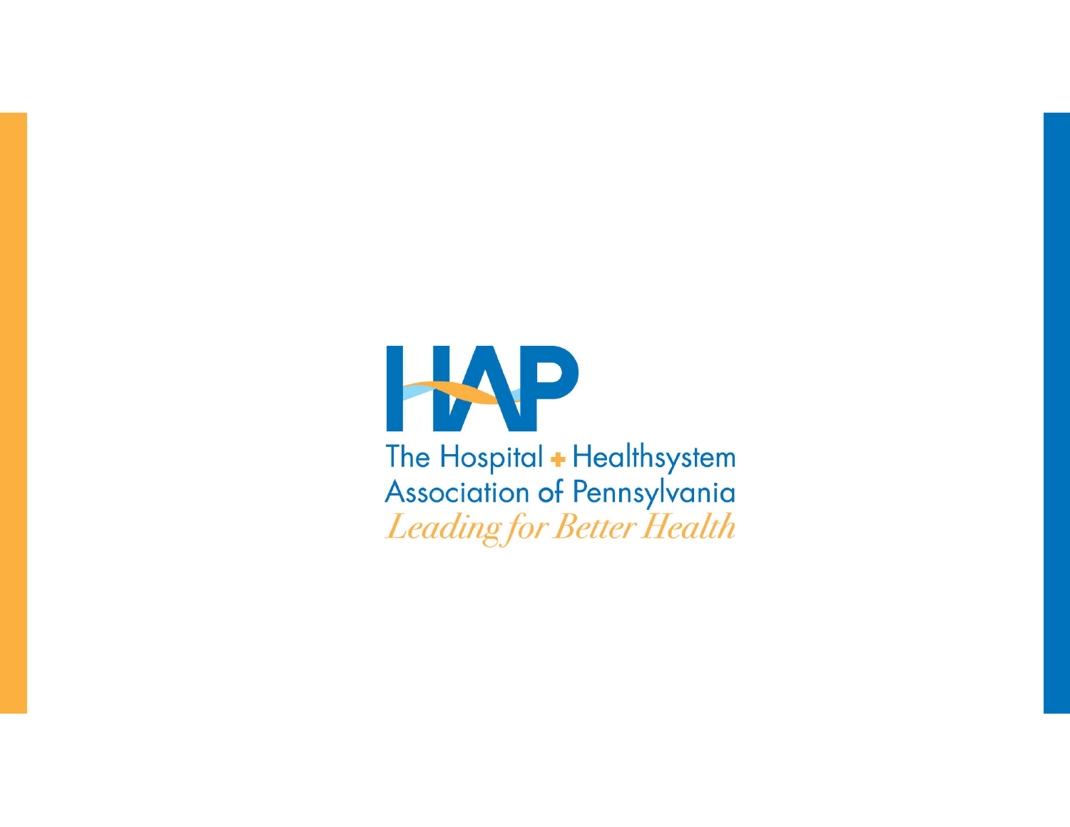HAP

The Hospital + Healthsystem Association of Pennsylvania

*Leading for Better Health*